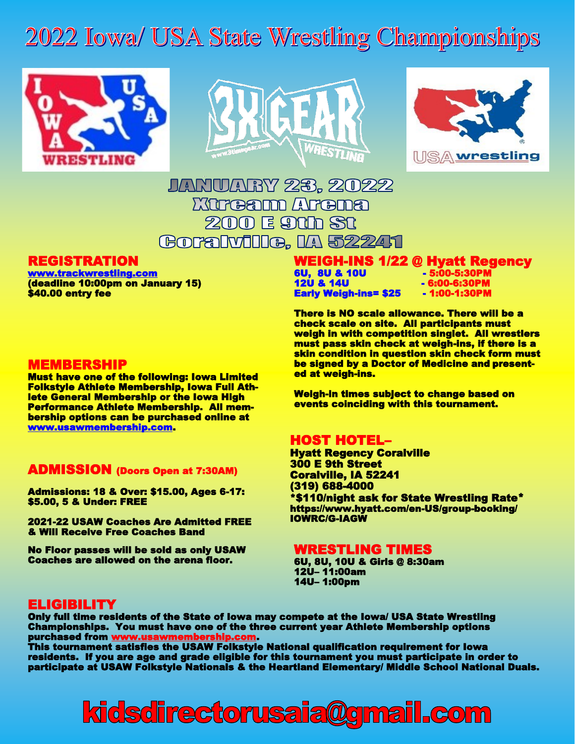# 2022 Iowa/ USA State Wrestling Championships

**JANUARY 23, 2022**
**Xtream Arena**
**200 E 9th St**
**Coralville, IA 52241**

## REGISTRATION

**www.trackwrestling.com**
**(deadline 10:00pm on January 15)**
**$40.00 entry fee**

## MEMBERSHIP

**Must have one of the following: Iowa Limited Folkstyle Athlete Membership, Iowa Full Athlete General Membership or the Iowa High Performance Athlete Membership. All membership options can be purchased online at www.usawmembership.com.**

## ADMISSION (Doors Open at 7:30AM)

**Admissions: 18 & Over: $15.00, Ages 6-17: $5.00, 5 & Under: FREE**

**2021-22 USAW Coaches Are Admitted FREE & Will Receive Free Coaches Band**

**No Floor passes will be sold as only USAW Coaches are allowed on the arena floor.**

## WEIGH-INS 1/22 @ Hyatt Regency

**6U, 8U & 10U - 5:00-5:30PM**
**12U & 14U - 6:00-6:30PM**
**Early Weigh-ins= $25 - 1:00-1:30PM**

**There is NO scale allowance. There will be a check scale on site. All participants must weigh in with competition singlet. All wrestlers must pass skin check at weigh-ins, if there is a skin condition in question skin check form must be signed by a Doctor of Medicine and presented at weigh-ins.**

**Weigh-in times subject to change based on events coinciding with this tournament.**

## HOST HOTEL–

**Hyatt Regency Coralville**
**300 E 9th Street**
**Coralville, IA 52241**
**(319) 688-4000**
**\*$110/night ask for State Wrestling Rate\***
**https://www.hyatt.com/en-US/group-booking/IOWRC/G-IAGW**

## WRESTLING TIMES

**6U, 8U, 10U & Girls @ 8:30am**
**12U– 11:00am**
**14U– 1:00pm**

## ELIGIBILITY

**Only full time residents of the State of Iowa may compete at the Iowa/ USA State Wrestling Championships. You must have one of the three current year Athlete Membership options purchased from www.usawmembership.com.**
**This tournament satisfies the USAW Folkstyle National qualification requirement for Iowa residents. If you are age and grade eligible for this tournament you must participate in order to participate at USAW Folkstyle Nationals & the Heartland Elementary/ Middle School National Duals.**

# kidsdirectorusaia@gmail.com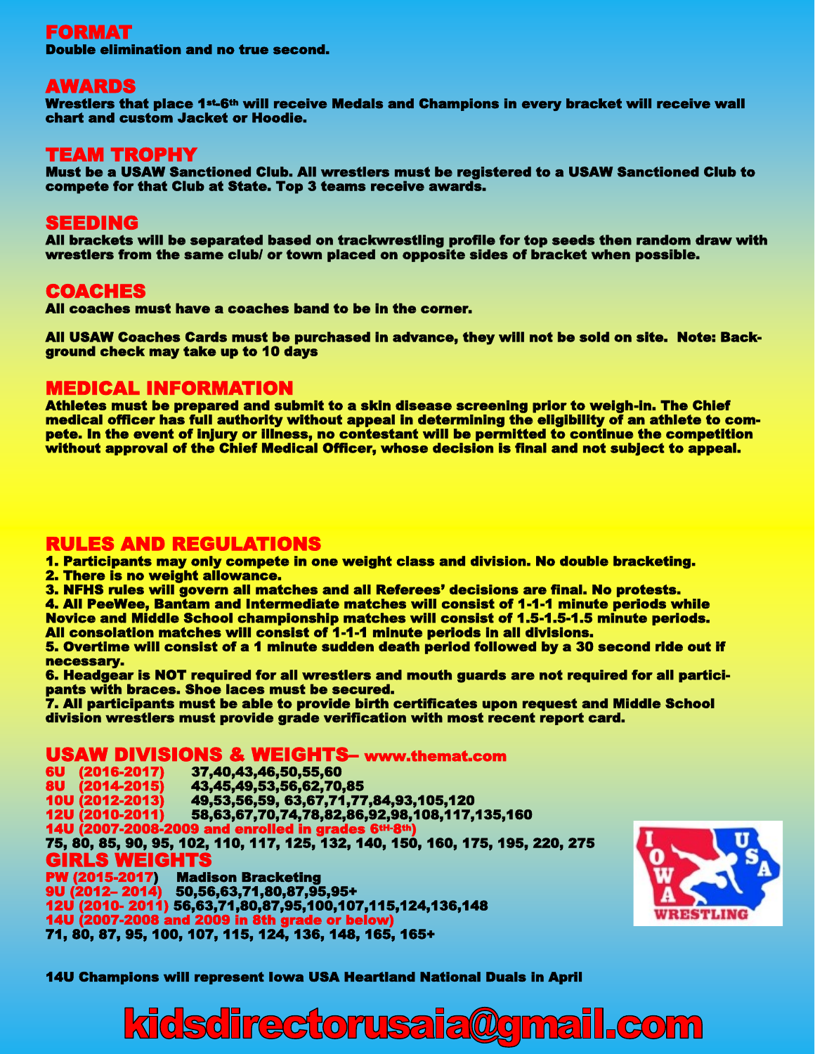## FORMAT

Double elimination and no true second.

## AWARDS

Wrestlers that place 1st-6th will receive Medals and Champions in every bracket will receive wall chart and custom Jacket or Hoodie.

## TEAM TROPHY

Must be a USAW Sanctioned Club. All wrestlers must be registered to a USAW Sanctioned Club to compete for that Club at State. Top 3 teams receive awards.

## SEEDING

All brackets will be separated based on trackwrestling profile for top seeds then random draw with wrestlers from the same club/ or town placed on opposite sides of bracket when possible.

## COACHES

All coaches must have a coaches band to be in the corner.

All USAW Coaches Cards must be purchased in advance, they will not be sold on site. Note: Background check may take up to 10 days

## MEDICAL INFORMATION

Athletes must be prepared and submit to a skin disease screening prior to weigh-in. The Chief medical officer has full authority without appeal in determining the eligibility of an athlete to compete. In the event of injury or illness, no contestant will be permitted to continue the competition without approval of the Chief Medical Officer, whose decision is final and not subject to appeal.

## RULES AND REGULATIONS

1. Participants may only compete in one weight class and division. No double bracketing.
2. There is no weight allowance.
3. NFHS rules will govern all matches and all Referees' decisions are final. No protests.
4. All PeeWee, Bantam and Intermediate matches will consist of 1-1-1 minute periods while Novice and Middle School championship matches will consist of 1.5-1.5-1.5 minute periods. All consolation matches will consist of 1-1-1 minute periods in all divisions.
5. Overtime will consist of a 1 minute sudden death period followed by a 30 second ride out if necessary.
6. Headgear is NOT required for all wrestlers and mouth guards are not required for all participants with braces. Shoe laces must be secured.
7. All participants must be able to provide birth certificates upon request and Middle School division wrestlers must provide grade verification with most recent report card.

## USAW DIVISIONS & WEIGHTS– www.themat.com

6U (2016-2017) 37,40,43,46,50,55,60
8U (2014-2015) 43,45,49,53,56,62,70,85
10U (2012-2013) 49,53,56,59, 63,67,71,77,84,93,105,120
12U (2010-2011) 58,63,67,70,74,78,82,86,92,98,108,117,135,160
14U (2007-2008-2009 and enrolled in grades 6th-8th)
75, 80, 85, 90, 95, 102, 110, 117, 125, 132, 140, 150, 160, 175, 195, 220, 275

## GIRLS WEIGHTS

PW (2015-2017) Madison Bracketing
9U (2012– 2014) 50,56,63,71,80,87,95,95+
12U (2010- 2011) 56,63,71,80,87,95,100,107,115,124,136,148
14U (2007-2008 and 2009 in 8th grade or below)
71, 80, 87, 95, 100, 107, 115, 124, 136, 148, 165, 165+

IOWA USA WRESTLING

14U Champions will represent Iowa USA Heartland National Duals in April

**kidsdirectorusaia@gmail.com**